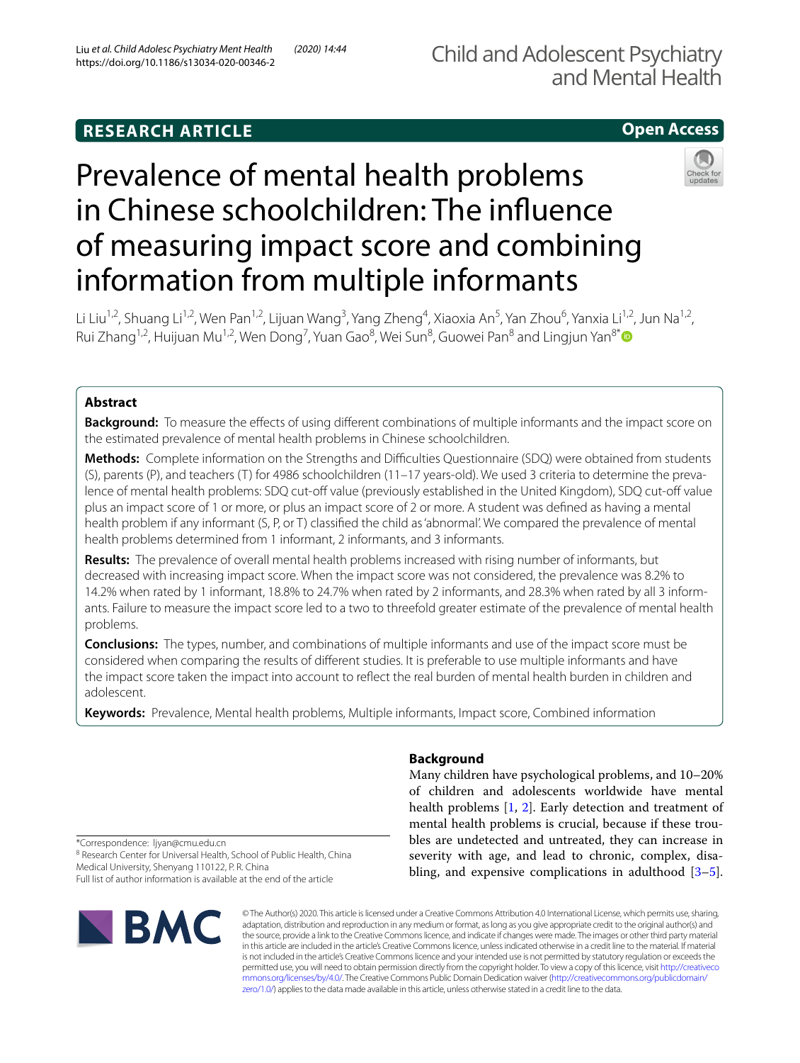RESEARCH ARTICLE

Open Access

# Prevalence of mental health problems in Chinese schoolchildren: The influence of measuring impact score and combining information from multiple informants

Li Liu[1,2], Shuang Li[1,2], Wen Pan[1,2], Lijuan Wang[3], Yang Zheng[4], Xiaoxia An[5], Yan Zhou[6], Yanxia Li[1,2], Jun Na[1,2], Rui Zhang[1,2], Huijuan Mu[1,2], Wen Dong[7], Yuan Gao[8], Wei Sun[8], Guowei Pan[8] and Lingjun Yan[8*]

## Abstract

**Background:** To measure the effects of using different combinations of multiple informants and the impact score on the estimated prevalence of mental health problems in Chinese schoolchildren.

**Methods:** Complete information on the Strengths and Difficulties Questionnaire (SDQ) were obtained from students (S), parents (P), and teachers (T) for 4986 schoolchildren (11–17 years-old). We used 3 criteria to determine the prevalence of mental health problems: SDQ cut-off value (previously established in the United Kingdom), SDQ cut-off value plus an impact score of 1 or more, or plus an impact score of 2 or more. A student was defined as having a mental health problem if any informant (S, P, or T) classified the child as 'abnormal'. We compared the prevalence of mental health problems determined from 1 informant, 2 informants, and 3 informants.

**Results:** The prevalence of overall mental health problems increased with rising number of informants, but decreased with increasing impact score. When the impact score was not considered, the prevalence was 8.2% to 14.2% when rated by 1 informant, 18.8% to 24.7% when rated by 2 informants, and 28.3% when rated by all 3 informants. Failure to measure the impact score led to a two to threefold greater estimate of the prevalence of mental health problems.

**Conclusions:** The types, number, and combinations of multiple informants and use of the impact score must be considered when comparing the results of different studies. It is preferable to use multiple informants and have the impact score taken the impact into account to reflect the real burden of mental health burden in children and adolescent.

**Keywords:** Prevalence, Mental health problems, Multiple informants, Impact score, Combined information

*Correspondence: ljyan@cmu.edu.cn

[8] Research Center for Universal Health, School of Public Health, China Medical University, Shenyang 110122, P. R. China

Full list of author information is available at the end of the article

## Background

Many children have psychological problems, and 10–20% of children and adolescents worldwide have mental health problems [1, 2]. Early detection and treatment of mental health problems is crucial, because if these troubles are undetected and untreated, they can increase in severity with age, and lead to chronic, complex, disabling, and expensive complications in adulthood [3–5].

© The Author(s) 2020. This article is licensed under a Creative Commons Attribution 4.0 International License, which permits use, sharing, adaptation, distribution and reproduction in any medium or format, as long as you give appropriate credit to the original author(s) and the source, provide a link to the Creative Commons licence, and indicate if changes were made. The images or other third party material in this article are included in the article's Creative Commons licence, unless indicated otherwise in a credit line to the material. If material is not included in the article's Creative Commons licence and your intended use is not permitted by statutory regulation or exceeds the permitted use, you will need to obtain permission directly from the copyright holder. To view a copy of this licence, visit http://creativecommons.org/licenses/by/4.0/. The Creative Commons Public Domain Dedication waiver (http://creativecommons.org/publicdomain/zero/1.0/) applies to the data made available in this article, unless otherwise stated in a credit line to the data.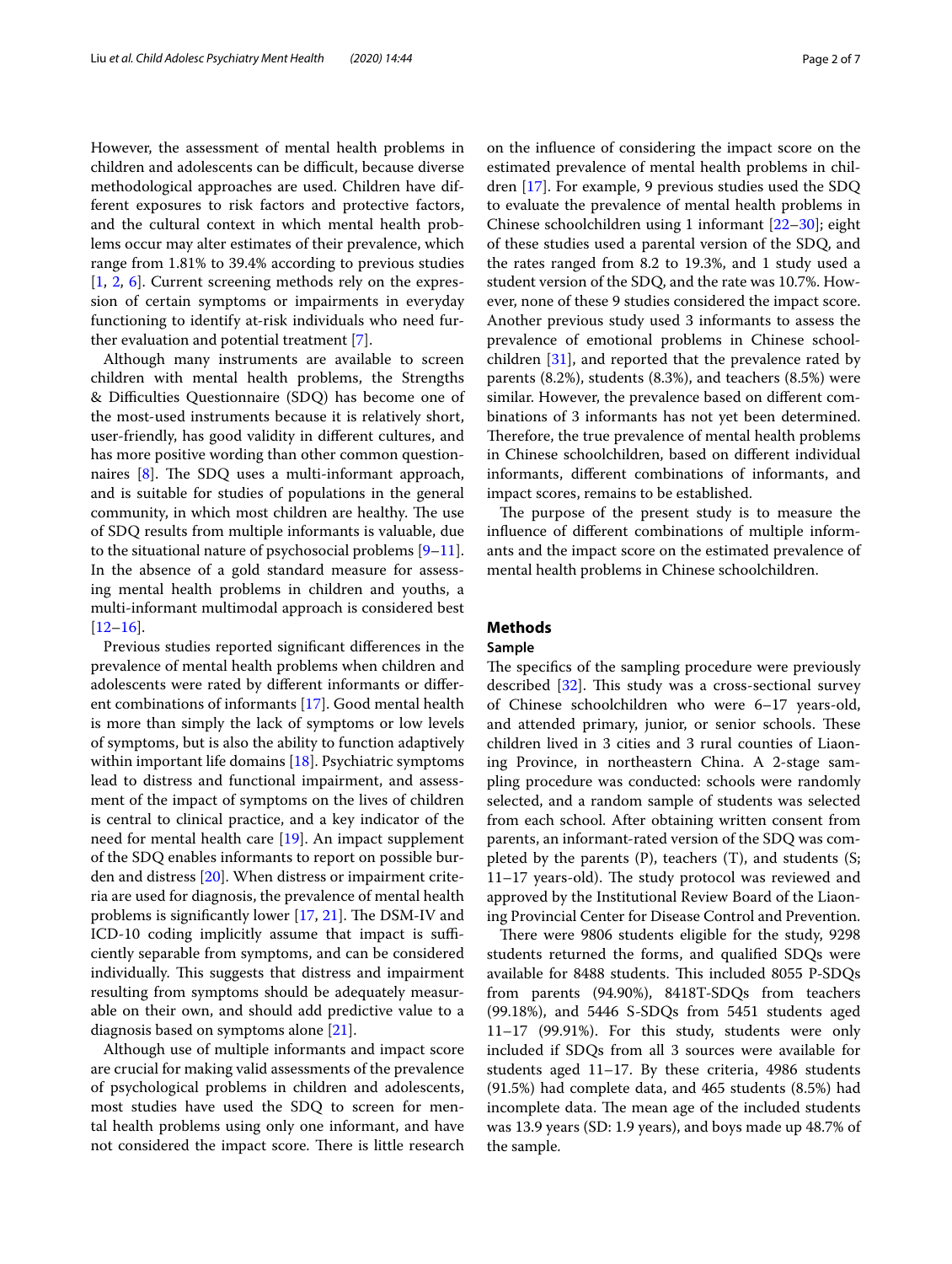However, the assessment of mental health problems in children and adolescents can be difficult, because diverse methodological approaches are used. Children have different exposures to risk factors and protective factors, and the cultural context in which mental health problems occur may alter estimates of their prevalence, which range from 1.81% to 39.4% according to previous studies [1, 2, 6]. Current screening methods rely on the expression of certain symptoms or impairments in everyday functioning to identify at-risk individuals who need further evaluation and potential treatment [7].

Although many instruments are available to screen children with mental health problems, the Strengths & Difficulties Questionnaire (SDQ) has become one of the most-used instruments because it is relatively short, user-friendly, has good validity in different cultures, and has more positive wording than other common questionnaires [8]. The SDQ uses a multi-informant approach, and is suitable for studies of populations in the general community, in which most children are healthy. The use of SDQ results from multiple informants is valuable, due to the situational nature of psychosocial problems [9–11]. In the absence of a gold standard measure for assessing mental health problems in children and youths, a multi-informant multimodal approach is considered best [12–16].

Previous studies reported significant differences in the prevalence of mental health problems when children and adolescents were rated by different informants or different combinations of informants [17]. Good mental health is more than simply the lack of symptoms or low levels of symptoms, but is also the ability to function adaptively within important life domains [18]. Psychiatric symptoms lead to distress and functional impairment, and assessment of the impact of symptoms on the lives of children is central to clinical practice, and a key indicator of the need for mental health care [19]. An impact supplement of the SDQ enables informants to report on possible burden and distress [20]. When distress or impairment criteria are used for diagnosis, the prevalence of mental health problems is significantly lower [17, 21]. The DSM-IV and ICD-10 coding implicitly assume that impact is sufficiently separable from symptoms, and can be considered individually. This suggests that distress and impairment resulting from symptoms should be adequately measurable on their own, and should add predictive value to a diagnosis based on symptoms alone [21].

Although use of multiple informants and impact score are crucial for making valid assessments of the prevalence of psychological problems in children and adolescents, most studies have used the SDQ to screen for mental health problems using only one informant, and have not considered the impact score. There is little research on the influence of considering the impact score on the estimated prevalence of mental health problems in children [17]. For example, 9 previous studies used the SDQ to evaluate the prevalence of mental health problems in Chinese schoolchildren using 1 informant [22–30]; eight of these studies used a parental version of the SDQ, and the rates ranged from 8.2 to 19.3%, and 1 study used a student version of the SDQ, and the rate was 10.7%. However, none of these 9 studies considered the impact score. Another previous study used 3 informants to assess the prevalence of emotional problems in Chinese schoolchildren [31], and reported that the prevalence rated by parents (8.2%), students (8.3%), and teachers (8.5%) were similar. However, the prevalence based on different combinations of 3 informants has not yet been determined. Therefore, the true prevalence of mental health problems in Chinese schoolchildren, based on different individual informants, different combinations of informants, and impact scores, remains to be established.

The purpose of the present study is to measure the influence of different combinations of multiple informants and the impact score on the estimated prevalence of mental health problems in Chinese schoolchildren.

## Methods

### Sample

The specifics of the sampling procedure were previously described [32]. This study was a cross-sectional survey of Chinese schoolchildren who were 6–17 years-old, and attended primary, junior, or senior schools. These children lived in 3 cities and 3 rural counties of Liaoning Province, in northeastern China. A 2-stage sampling procedure was conducted: schools were randomly selected, and a random sample of students was selected from each school. After obtaining written consent from parents, an informant-rated version of the SDQ was completed by the parents (P), teachers (T), and students (S; 11–17 years-old). The study protocol was reviewed and approved by the Institutional Review Board of the Liaoning Provincial Center for Disease Control and Prevention.

There were 9806 students eligible for the study, 9298 students returned the forms, and qualified SDQs were available for 8488 students. This included 8055 P-SDQs from parents (94.90%), 8418T-SDQs from teachers (99.18%), and 5446 S-SDQs from 5451 students aged 11–17 (99.91%). For this study, students were only included if SDQs from all 3 sources were available for students aged 11–17. By these criteria, 4986 students (91.5%) had complete data, and 465 students (8.5%) had incomplete data. The mean age of the included students was 13.9 years (SD: 1.9 years), and boys made up 48.7% of the sample.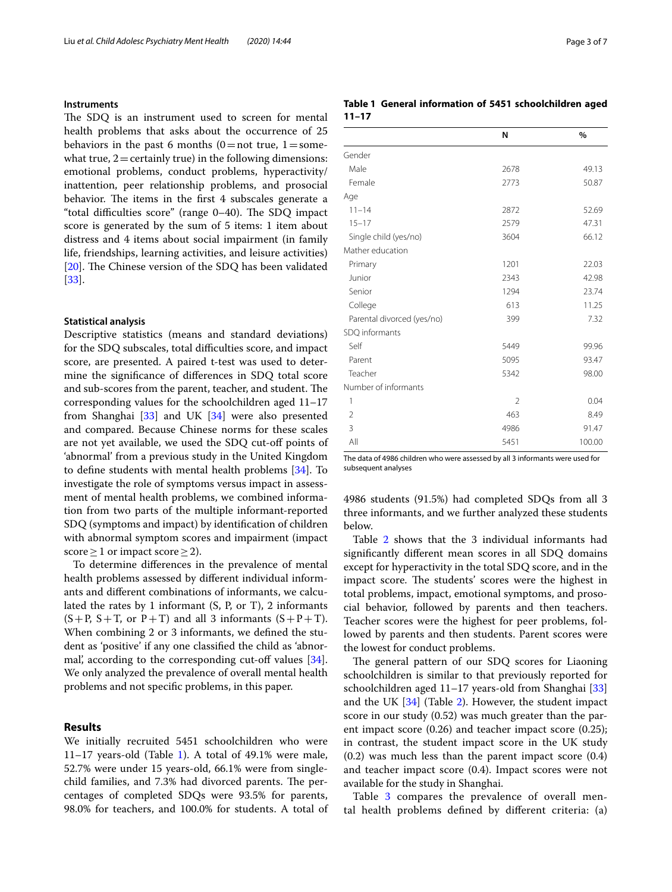### Instruments

The SDQ is an instrument used to screen for mental health problems that asks about the occurrence of 25 behaviors in the past 6 months (0 = not true, 1 = somewhat true, 2 = certainly true) in the following dimensions: emotional problems, conduct problems, hyperactivity/inattention, peer relationship problems, and prosocial behavior. The items in the first 4 subscales generate a "total difficulties score" (range 0–40). The SDQ impact score is generated by the sum of 5 items: 1 item about distress and 4 items about social impairment (in family life, friendships, learning activities, and leisure activities) [20]. The Chinese version of the SDQ has been validated [33].

### Statistical analysis

Descriptive statistics (means and standard deviations) for the SDQ subscales, total difficulties score, and impact score, are presented. A paired t-test was used to determine the significance of differences in SDQ total score and sub-scores from the parent, teacher, and student. The corresponding values for the schoolchildren aged 11–17 from Shanghai [33] and UK [34] were also presented and compared. Because Chinese norms for these scales are not yet available, we used the SDQ cut-off points of 'abnormal' from a previous study in the United Kingdom to define students with mental health problems [34]. To investigate the role of symptoms versus impact in assessment of mental health problems, we combined information from two parts of the multiple informant-reported SDQ (symptoms and impact) by identification of children with abnormal symptom scores and impairment (impact score ≥ 1 or impact score ≥ 2).

To determine differences in the prevalence of mental health problems assessed by different individual informants and different combinations of informants, we calculated the rates by 1 informant (S, P, or T), 2 informants (S + P, S + T, or P + T) and all 3 informants (S + P + T). When combining 2 or 3 informants, we defined the student as 'positive' if any one classified the child as 'abnormal', according to the corresponding cut-off values [34]. We only analyzed the prevalence of overall mental health problems and not specific problems, in this paper.

## Results

We initially recruited 5451 schoolchildren who were 11–17 years-old (Table 1). A total of 49.1% were male, 52.7% were under 15 years-old, 66.1% were from single-child families, and 7.3% had divorced parents. The percentages of completed SDQs were 93.5% for parents, 98.0% for teachers, and 100.0% for students. A total of 4986 students (91.5%) had completed SDQs from all 3 three informants, and we further analyzed these students below.

**Table 1 General information of 5451 schoolchildren aged 11–17**

| | N | % |
|---|---|---|
| Gender | | |
| Male | 2678 | 49.13 |
| Female | 2773 | 50.87 |
| Age | | |
| 11–14 | 2872 | 52.69 |
| 15–17 | 2579 | 47.31 |
| Single child (yes/no) | 3604 | 66.12 |
| Mather education | | |
| Primary | 1201 | 22.03 |
| Junior | 2343 | 42.98 |
| Senior | 1294 | 23.74 |
| College | 613 | 11.25 |
| Parental divorced (yes/no) | 399 | 7.32 |
| SDQ informants | | |
| Self | 5449 | 99.96 |
| Parent | 5095 | 93.47 |
| Teacher | 5342 | 98.00 |
| Number of informants | | |
| 1 | 2 | 0.04 |
| 2 | 463 | 8.49 |
| 3 | 4986 | 91.47 |
| All | 5451 | 100.00 |

The data of 4986 children who were assessed by all 3 informants were used for subsequent analyses

Table 2 shows that the 3 individual informants had significantly different mean scores in all SDQ domains except for hyperactivity in the total SDQ score, and in the impact score. The students' scores were the highest in total problems, impact, emotional symptoms, and prosocial behavior, followed by parents and then teachers. Teacher scores were the highest for peer problems, followed by parents and then students. Parent scores were the lowest for conduct problems.

The general pattern of our SDQ scores for Liaoning schoolchildren is similar to that previously reported for schoolchildren aged 11–17 years-old from Shanghai [33] and the UK [34] (Table 2). However, the student impact score in our study (0.52) was much greater than the parent impact score (0.26) and teacher impact score (0.25); in contrast, the student impact score in the UK study (0.2) was much less than the parent impact score (0.4) and teacher impact score (0.4). Impact scores were not available for the study in Shanghai.

Table 3 compares the prevalence of overall mental health problems defined by different criteria: (a)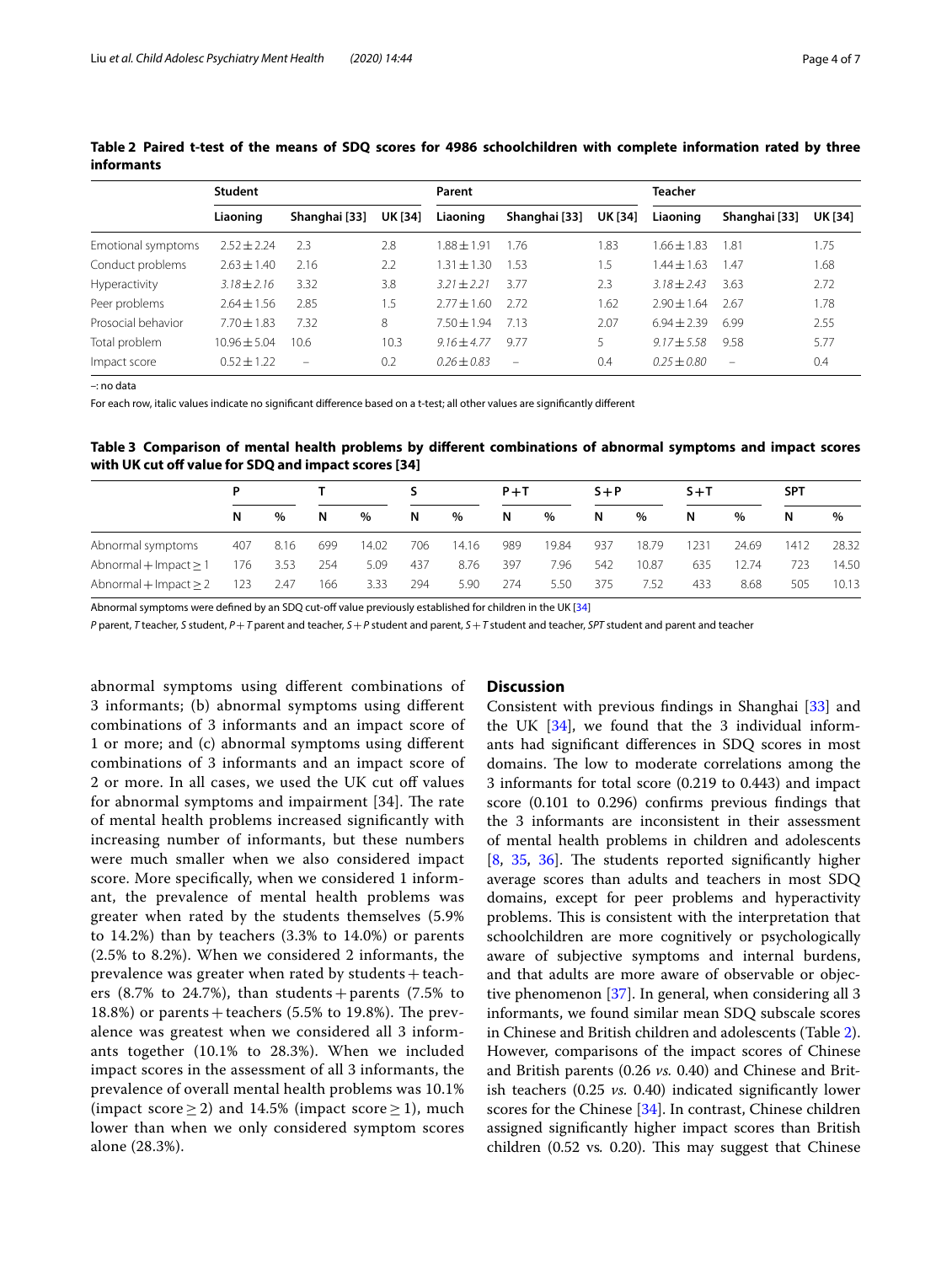**Table 2 Paired t-test of the means of SDQ scores for 4986 schoolchildren with complete information rated by three informants**

| | Student | | | Parent | | | Teacher | | |
|---|---|---|---|---|---|---|---|---|---|
| | Liaoning | Shanghai [33] | UK [34] | Liaoning | Shanghai [33] | UK [34] | Liaoning | Shanghai [33] | UK [34] |
| Emotional symptoms | 2.52 ± 2.24 | 2.3 | 2.8 | 1.88 ± 1.91 | 1.76 | 1.83 | 1.66 ± 1.83 | 1.81 | 1.75 |
| Conduct problems | 2.63 ± 1.40 | 2.16 | 2.2 | 1.31 ± 1.30 | 1.53 | 1.5 | 1.44 ± 1.63 | 1.47 | 1.68 |
| Hyperactivity | *3.18 ± 2.16* | 3.32 | 3.8 | *3.21 ± 2.21* | 3.77 | 2.3 | *3.18 ± 2.43* | 3.63 | 2.72 |
| Peer problems | 2.64 ± 1.56 | 2.85 | 1.5 | 2.77 ± 1.60 | 2.72 | 1.62 | 2.90 ± 1.64 | 2.67 | 1.78 |
| Prosocial behavior | 7.70 ± 1.83 | 7.32 | 8 | 7.50 ± 1.94 | 7.13 | 2.07 | 6.94 ± 2.39 | 6.99 | 2.55 |
| Total problem | 10.96 ± 5.04 | 10.6 | 10.3 | *9.16 ± 4.77* | 9.77 | 5 | *9.17 ± 5.58* | 9.58 | 5.77 |
| Impact score | 0.52 ± 1.22 | – | 0.2 | *0.26 ± 0.83* | – | 0.4 | *0.25 ± 0.80* | – | 0.4 |

–: no data

For each row, italic values indicate no significant difference based on a t-test; all other values are significantly different

**Table 3 Comparison of mental health problems by different combinations of abnormal symptoms and impact scores with UK cut off value for SDQ and impact scores [34]**

| | P | | T | | S | | P + T | | S + P | | S + T | | SPT | |
|---|---|---|---|---|---|---|---|---|---|---|---|---|---|---|
| | N | % | N | % | N | % | N | % | N | % | N | % | N | % |
| Abnormal symptoms | 407 | 8.16 | 699 | 14.02 | 706 | 14.16 | 989 | 19.84 | 937 | 18.79 | 1231 | 24.69 | 1412 | 28.32 |
| Abnormal + Impact ≥ 1 | 176 | 3.53 | 254 | 5.09 | 437 | 8.76 | 397 | 7.96 | 542 | 10.87 | 635 | 12.74 | 723 | 14.50 |
| Abnormal + Impact ≥ 2 | 123 | 2.47 | 166 | 3.33 | 294 | 5.90 | 274 | 5.50 | 375 | 7.52 | 433 | 8.68 | 505 | 10.13 |

Abnormal symptoms were defined by an SDQ cut-off value previously established for children in the UK [34]

*P* parent, *T* teacher, *S* student, *P* + *T* parent and teacher, *S* + *P* student and parent, *S* + *T* student and teacher, *SPT* student and parent and teacher

abnormal symptoms using different combinations of 3 informants; (b) abnormal symptoms using different combinations of 3 informants and an impact score of 1 or more; and (c) abnormal symptoms using different combinations of 3 informants and an impact score of 2 or more. In all cases, we used the UK cut off values for abnormal symptoms and impairment [34]. The rate of mental health problems increased significantly with increasing number of informants, but these numbers were much smaller when we also considered impact score. More specifically, when we considered 1 informant, the prevalence of mental health problems was greater when rated by the students themselves (5.9% to 14.2%) than by teachers (3.3% to 14.0%) or parents (2.5% to 8.2%). When we considered 2 informants, the prevalence was greater when rated by students + teachers (8.7% to 24.7%), than students + parents (7.5% to 18.8%) or parents + teachers (5.5% to 19.8%). The prevalence was greatest when we considered all 3 informants together (10.1% to 28.3%). When we included impact scores in the assessment of all 3 informants, the prevalence of overall mental health problems was 10.1% (impact score ≥ 2) and 14.5% (impact score ≥ 1), much lower than when we only considered symptom scores alone (28.3%).

## Discussion

Consistent with previous findings in Shanghai [33] and the UK [34], we found that the 3 individual informants had significant differences in SDQ scores in most domains. The low to moderate correlations among the 3 informants for total score (0.219 to 0.443) and impact score (0.101 to 0.296) confirms previous findings that the 3 informants are inconsistent in their assessment of mental health problems in children and adolescents [8, 35, 36]. The students reported significantly higher average scores than adults and teachers in most SDQ domains, except for peer problems and hyperactivity problems. This is consistent with the interpretation that schoolchildren are more cognitively or psychologically aware of subjective symptoms and internal burdens, and that adults are more aware of observable or objective phenomenon [37]. In general, when considering all 3 informants, we found similar mean SDQ subscale scores in Chinese and British children and adolescents (Table 2). However, comparisons of the impact scores of Chinese and British parents (0.26 *vs.* 0.40) and Chinese and British teachers (0.25 *vs.* 0.40) indicated significantly lower scores for the Chinese [34]. In contrast, Chinese children assigned significantly higher impact scores than British children (0.52 vs. 0.20). This may suggest that Chinese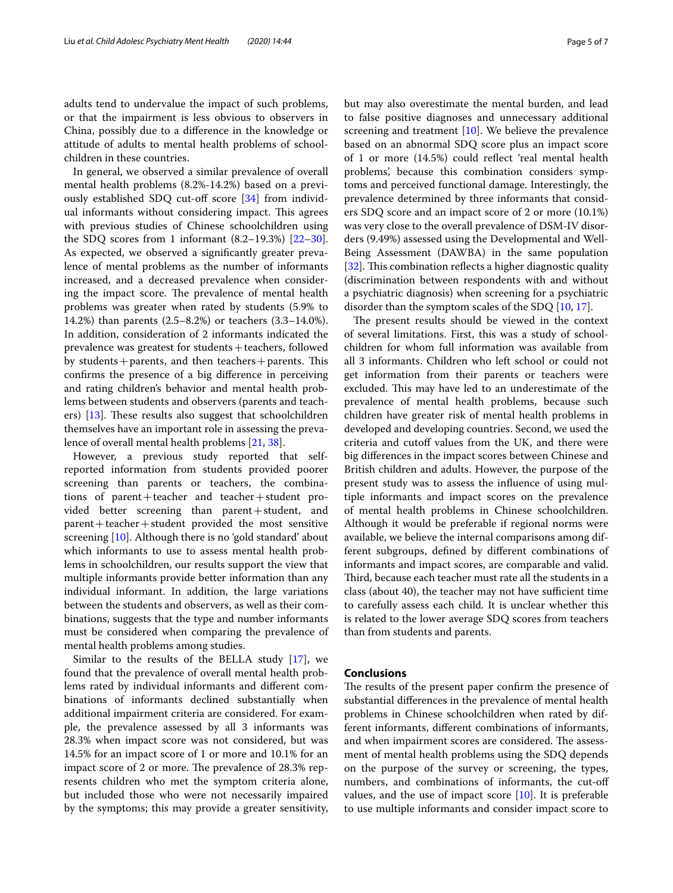adults tend to undervalue the impact of such problems, or that the impairment is less obvious to observers in China, possibly due to a difference in the knowledge or attitude of adults to mental health problems of schoolchildren in these countries.

In general, we observed a similar prevalence of overall mental health problems (8.2%-14.2%) based on a previously established SDQ cut-off score [34] from individual informants without considering impact. This agrees with previous studies of Chinese schoolchildren using the SDQ scores from 1 informant (8.2–19.3%) [22–30]. As expected, we observed a significantly greater prevalence of mental problems as the number of informants increased, and a decreased prevalence when considering the impact score. The prevalence of mental health problems was greater when rated by students (5.9% to 14.2%) than parents (2.5–8.2%) or teachers (3.3–14.0%). In addition, consideration of 2 informants indicated the prevalence was greatest for students + teachers, followed by students + parents, and then teachers + parents. This confirms the presence of a big difference in perceiving and rating children's behavior and mental health problems between students and observers (parents and teachers) [13]. These results also suggest that schoolchildren themselves have an important role in assessing the prevalence of overall mental health problems [21, 38].

However, a previous study reported that self-reported information from students provided poorer screening than parents or teachers, the combinations of parent + teacher and teacher + student provided better screening than parent + student, and parent + teacher + student provided the most sensitive screening [10]. Although there is no 'gold standard' about which informants to use to assess mental health problems in schoolchildren, our results support the view that multiple informants provide better information than any individual informant. In addition, the large variations between the students and observers, as well as their combinations, suggests that the type and number informants must be considered when comparing the prevalence of mental health problems among studies.

Similar to the results of the BELLA study [17], we found that the prevalence of overall mental health problems rated by individual informants and different combinations of informants declined substantially when additional impairment criteria are considered. For example, the prevalence assessed by all 3 informants was 28.3% when impact score was not considered, but was 14.5% for an impact score of 1 or more and 10.1% for an impact score of 2 or more. The prevalence of 28.3% represents children who met the symptom criteria alone, but included those who were not necessarily impaired by the symptoms; this may provide a greater sensitivity, but may also overestimate the mental burden, and lead to false positive diagnoses and unnecessary additional screening and treatment [10]. We believe the prevalence based on an abnormal SDQ score plus an impact score of 1 or more (14.5%) could reflect 'real mental health problems', because this combination considers symptoms and perceived functional damage. Interestingly, the prevalence determined by three informants that considers SDQ score and an impact score of 2 or more (10.1%) was very close to the overall prevalence of DSM-IV disorders (9.49%) assessed using the Developmental and Well-Being Assessment (DAWBA) in the same population [32]. This combination reflects a higher diagnostic quality (discrimination between respondents with and without a psychiatric diagnosis) when screening for a psychiatric disorder than the symptom scales of the SDQ [10, 17].

The present results should be viewed in the context of several limitations. First, this was a study of schoolchildren for whom full information was available from all 3 informants. Children who left school or could not get information from their parents or teachers were excluded. This may have led to an underestimate of the prevalence of mental health problems, because such children have greater risk of mental health problems in developed and developing countries. Second, we used the criteria and cutoff values from the UK, and there were big differences in the impact scores between Chinese and British children and adults. However, the purpose of the present study was to assess the influence of using multiple informants and impact scores on the prevalence of mental health problems in Chinese schoolchildren. Although it would be preferable if regional norms were available, we believe the internal comparisons among different subgroups, defined by different combinations of informants and impact scores, are comparable and valid. Third, because each teacher must rate all the students in a class (about 40), the teacher may not have sufficient time to carefully assess each child. It is unclear whether this is related to the lower average SDQ scores from teachers than from students and parents.

## Conclusions

The results of the present paper confirm the presence of substantial differences in the prevalence of mental health problems in Chinese schoolchildren when rated by different informants, different combinations of informants, and when impairment scores are considered. The assessment of mental health problems using the SDQ depends on the purpose of the survey or screening, the types, numbers, and combinations of informants, the cut-off values, and the use of impact score [10]. It is preferable to use multiple informants and consider impact score to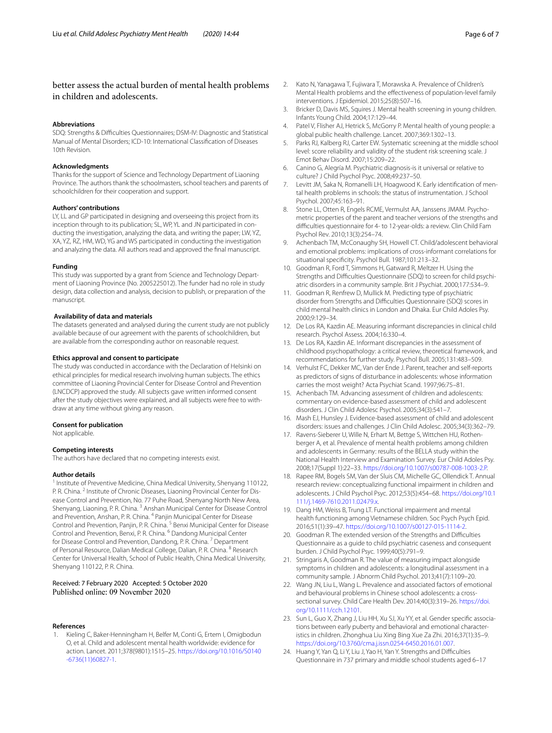better assess the actual burden of mental health problems in children and adolescents.

### Abbreviations

SDQ: Strengths & Difficulties Questionnaires; DSM-IV: Diagnostic and Statistical Manual of Mental Disorders; ICD-10: International Classification of Diseases 10th Revision.

### Acknowledgments

Thanks for the support of Science and Technology Department of Liaoning Province. The authors thank the schoolmasters, school teachers and parents of schoolchildren for their cooperation and support.

### Authors' contributions

LY, LL and GP participated in designing and overseeing this project from its inception through to its publication; SL, WP, YL and JN participated in conducting the investigation, analyzing the data, and writing the paper; LW, YZ, XA, YZ, RZ, HM, WD, YG and WS participated in conducting the investigation and analyzing the data. All authors read and approved the final manuscript.

### Funding

This study was supported by a grant from Science and Technology Department of Liaoning Province (No. 2005225012). The funder had no role in study design, data collection and analysis, decision to publish, or preparation of the manuscript.

### Availability of data and materials

The datasets generated and analysed during the current study are not publicly available because of our agreement with the parents of schoolchildren, but are available from the corresponding author on reasonable request.

### Ethics approval and consent to participate

The study was conducted in accordance with the Declaration of Helsinki on ethical principles for medical research involving human subjects. The ethics committee of Liaoning Provincial Center for Disease Control and Prevention (LNCDCP) approved the study. All subjects gave written informed consent after the study objectives were explained, and all subjects were free to withdraw at any time without giving any reason.

### Consent for publication

Not applicable.

### Competing interests

The authors have declared that no competing interests exist.

### Author details

[1] Institute of Preventive Medicine, China Medical University, Shenyang 110122, P. R. China. [2] Institute of Chronic Diseases, Liaoning Provincial Center for Disease Control and Prevention, No. 77 Puhe Road, Shenyang North New Area, Shenyang, Liaoning, P. R. China. [3] Anshan Municipal Center for Disease Control and Prevention, Anshan, P. R. China. [4] Panjin Municipal Center for Disease Control and Prevention, Panjin, P. R. China. [5] Benxi Municipal Center for Disease Control and Prevention, Benxi, P. R. China. [6] Dandong Municipal Center for Disease Control and Prevention, Dandong, P. R. China. [7] Department of Personal Resource, Dalian Medical College, Dalian, P. R. China. [8] Research Center for Universal Health, School of Public Health, China Medical University, Shenyang 110122, P. R. China.

Received: 7 February 2020 Accepted: 5 October 2020
Published online: 09 November 2020

### References

1. Kieling C, Baker-Henningham H, Belfer M, Conti G, Ertem I, Omigbodun O, et al. Child and adolescent mental health worldwide: evidence for action. Lancet. 2011;378(9801):1515–25. https://doi.org/10.1016/S0140-6736(11)60827-1.
2. Kato N, Yanagawa T, Fujiwara T, Morawska A. Prevalence of Children's Mental Health problems and the effectiveness of population-level family interventions. J Epidemiol. 2015;25(8):507–16.
3. Bricker D, Davis MS, Squires J. Mental health screening in young children. Infants Young Child. 2004;17:129–44.
4. Patel V, Flisher AJ, Hetrick S, McGorry P. Mental health of young people: a global public health challenge. Lancet. 2007;369:1302–13.
5. Parks RJ, Kalberg RJ, Carter EW. Systematic screening at the middle school level: score reliability and validity of the student risk screening scale. J Emot Behav Disord. 2007;15:209–22.
6. Canino G, Alegría M. Psychiatric diagnosis-is it universal or relative to culture? J Child Psychol Psyc. 2008;49:237–50.
7. Levitt JM, Saka N, Romanelli LH, Hoagwood K. Early identification of mental health problems in schools: the status of instrumentation. J School Psychol. 2007;45:163–91.
8. Stone LL, Otten R, Engels RCME, Vermulst AA, Janssens JMAM. Psychometric properties of the parent and teacher versions of the strengths and difficulties questionnaire for 4- to 12-year-olds: a review. Clin Child Fam Psychol Rev. 2010;13(3):254–74.
9. Achenbach TM, McConaughy SH, Howell CT. Child/adolescent behavioral and emotional problems: implications of cross-informant correlations for situational specificity. Psychol Bull. 1987;101:213–32.
10. Goodman R, Ford T, Simmons H, Gatward R, Meltzer H. Using the Strengths and Difficulties Questionnaire (SDQ) to screen for child psychiatric disorders in a community sample. Brit J Psychiat. 2000;177:534–9.
11. Goodman R, Renfrew D, Mullick M. Predicting type of psychiatric disorder from Strengths and Difficulties Questionnaire (SDQ) scores in child mental health clinics in London and Dhaka. Eur Child Adoles Psy. 2000;9:129–34.
12. De Los RA, Kazdin AE. Measuring informant discrepancies in clinical child research. Psychol Assess. 2004;16:330–4.
13. De Los RA, Kazdin AE. Informant discrepancies in the assessment of childhood psychopathology: a critical review, theoretical framework, and recommendations for further study. Psychol Bull. 2005;131:483–509.
14. Verhulst FC, Dekker MC, Van der Ende J. Parent, teacher and self-reports as predictors of signs of disturbance in adolescents: whose information carries the most weight? Acta Psychiat Scand. 1997;96:75–81.
15. Achenbach TM. Advancing assessment of children and adolescents: commentary on evidence-based assessment of child and adolescent disorders. J Clin Child Adolesc Psychol. 2005;34(3):541–7.
16. Mash EJ, Hunsley J. Evidence-based assessment of child and adolescent disorders: issues and challenges. J Clin Child Adolesc. 2005;34(3):362–79.
17. Ravens-Sieberer U, Wille N, Erhart M, Bettge S, Wittchen HU, Rothenberger A, et al. Prevalence of mental health problems among children and adolescents in Germany: results of the BELLA study within the National Health Interview and Examination Survey. Eur Child Adoles Psy. 2008;17(Suppl 1):22–33. https://doi.org/10.1007/s00787-008-1003-2.
18. Rapee RM, Bogels SM, Van der Sluis CM, Michelle GC, Ollendick T. Annual research review: conceptualizing functional impairment in children and adolescents. J Child Psychol Psyc. 2012;53(5):454–68. https://doi.org/10.1111/j.1469-7610.2011.02479.x.
19. Dang HM, Weiss B, Trung LT. Functional impairment and mental health functioning among Vietnamese children. Soc Psych Psych Epid. 2016;51(1):39–47. https://doi.org/10.1007/s00127-015-1114-2.
20. Goodman R. The extended version of the Strengths and Difficulties Questionnaire as a guide to child psychiatric caseness and consequent burden. J Child Psychol Psyc. 1999;40(5):791–9.
21. Stringaris A, Goodman R. The value of measuring impact alongside symptoms in children and adolescents: a longitudinal assessment in a community sample. J Abnorm Child Psychol. 2013;41(7):1109–20.
22. Wang JN, Liu L, Wang L. Prevalence and associated factors of emotional and behavioural problems in Chinese school adolescents: a cross-sectional survey. Child Care Health Dev. 2014;40(3):319–26. https://doi.org/10.1111/cch.12101.
23. Sun L, Guo X, Zhang J, Liu HH, Xu SJ, Xu YY, et al. Gender specific associations between early puberty and behavioral and emotional characteristics in children. Zhonghua Liu Xing Bing Xue Za Zhi. 2016;37(1):35–9. https://doi.org/10.3760/cma.j.issn.0254-6450.2016.01.007.
24. Huang Y, Yan Q, Li Y, Liu J, Yao H, Yan Y. Strengths and Difficulties Questionnaire in 737 primary and middle school students aged 6–17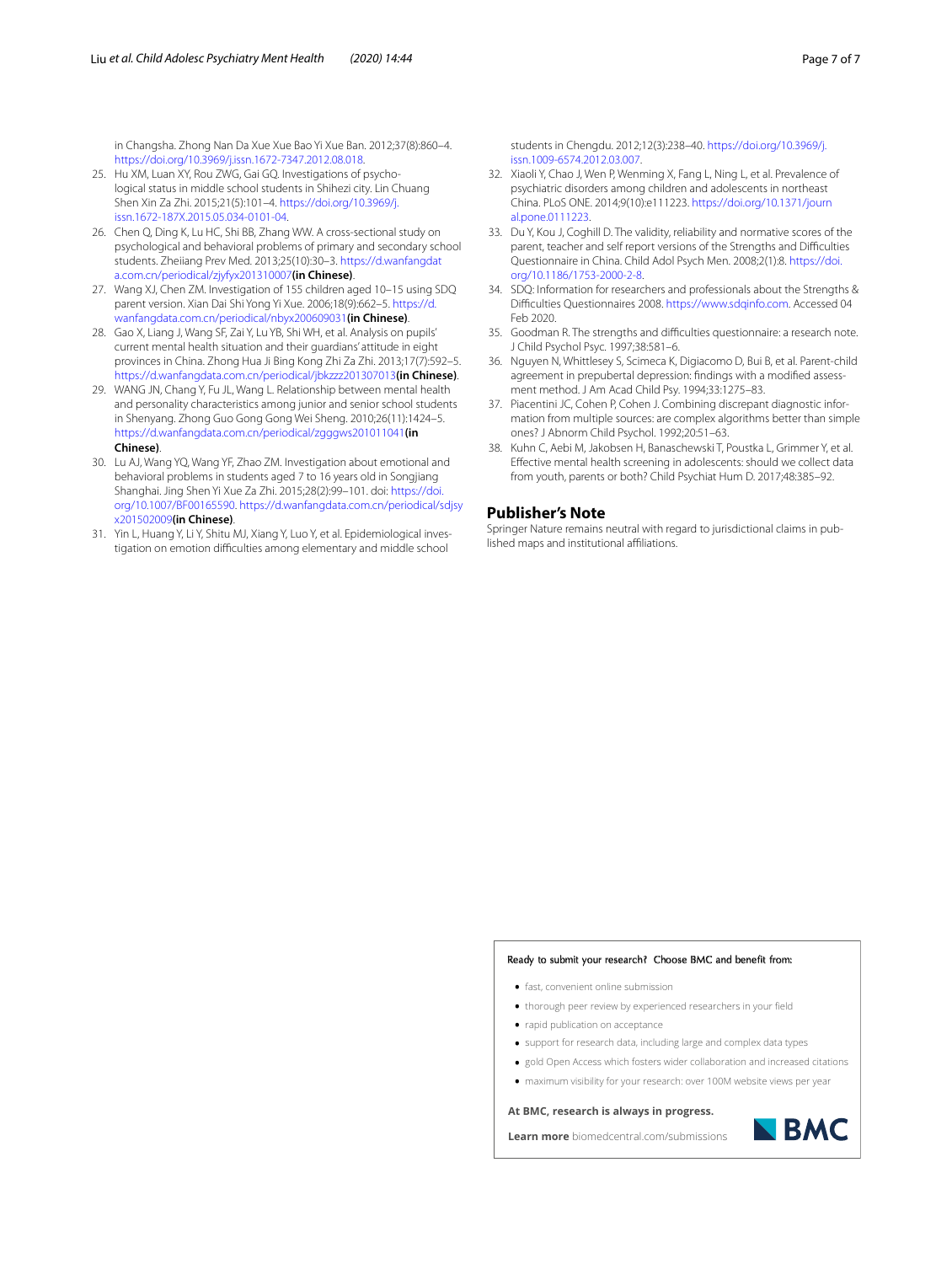in Changsha. Zhong Nan Da Xue Xue Bao Yi Xue Ban. 2012;37(8):860–4. https://doi.org/10.3969/j.issn.1672-7347.2012.08.018.

25. Hu XM, Luan XY, Rou ZWG, Gai GQ. Investigations of psychological status in middle school students in Shihezi city. Lin Chuang Shen Xin Za Zhi. 2015;21(5):101–4. https://doi.org/10.3969/j.issn.1672-187X.2015.05.034-0101-04.
26. Chen Q, Ding K, Lu HC, Shi BB, Zhang WW. A cross-sectional study on psychological and behavioral problems of primary and secondary school students. Zheiiang Prev Med. 2013;25(10):30–3. https://d.wanfangdata.com.cn/periodical/zjyfyx201310007**(in Chinese)**.
27. Wang XJ, Chen ZM. Investigation of 155 children aged 10–15 using SDQ parent version. Xian Dai Shi Yong Yi Xue. 2006;18(9):662–5. https://d.wanfangdata.com.cn/periodical/nbyx200609031**(in Chinese)**.
28. Gao X, Liang J, Wang SF, Zai Y, Lu YB, Shi WH, et al. Analysis on pupils' current mental health situation and their guardians' attitude in eight provinces in China. Zhong Hua Ji Bing Kong Zhi Za Zhi. 2013;17(7):592–5. https://d.wanfangdata.com.cn/periodical/jbkzzz201307013**(in Chinese)**.
29. WANG JN, Chang Y, Fu JL, Wang L. Relationship between mental health and personality characteristics among junior and senior school students in Shenyang. Zhong Guo Gong Gong Wei Sheng. 2010;26(11):1424–5. https://d.wanfangdata.com.cn/periodical/zgggws201011041**(in Chinese)**.
30. Lu AJ, Wang YQ, Wang YF, Zhao ZM. Investigation about emotional and behavioral problems in students aged 7 to 16 years old in Songjiang Shanghai. Jing Shen Yi Xue Za Zhi. 2015;28(2):99–101. doi: https://doi.org/10.1007/BF00165590. https://d.wanfangdata.com.cn/periodical/sdjsyx201502009**(in Chinese)**.
31. Yin L, Huang Y, Li Y, Shitu MJ, Xiang Y, Luo Y, et al. Epidemiological investigation on emotion difficulties among elementary and middle school students in Chengdu. 2012;12(3):238–40. https://doi.org/10.3969/j.issn.1009-6574.2012.03.007.
32. Xiaoli Y, Chao J, Wen P, Wenming X, Fang L, Ning L, et al. Prevalence of psychiatric disorders among children and adolescents in northeast China. PLoS ONE. 2014;9(10):e111223. https://doi.org/10.1371/journal.pone.0111223.
33. Du Y, Kou J, Coghill D. The validity, reliability and normative scores of the parent, teacher and self report versions of the Strengths and Difficulties Questionnaire in China. Child Adol Psych Men. 2008;2(1):8. https://doi.org/10.1186/1753-2000-2-8.
34. SDQ: Information for researchers and professionals about the Strengths & Difficulties Questionnaires 2008. https://www.sdqinfo.com. Accessed 04 Feb 2020.
35. Goodman R. The strengths and difficulties questionnaire: a research note. J Child Psychol Psyc. 1997;38:581–6.
36. Nguyen N, Whittlesey S, Scimeca K, Digiacomo D, Bui B, et al. Parent-child agreement in prepubertal depression: findings with a modified assessment method. J Am Acad Child Psy. 1994;33:1275–83.
37. Piacentini JC, Cohen P, Cohen J. Combining discrepant diagnostic information from multiple sources: are complex algorithms better than simple ones? J Abnorm Child Psychol. 1992;20:51–63.
38. Kuhn C, Aebi M, Jakobsen H, Banaschewski T, Poustka L, Grimmer Y, et al. Effective mental health screening in adolescents: should we collect data from youth, parents or both? Child Psychiat Hum D. 2017;48:385–92.

## Publisher's Note

Springer Nature remains neutral with regard to jurisdictional claims in published maps and institutional affiliations.

Ready to submit your research? Choose BMC and benefit from:

- fast, convenient online submission
- thorough peer review by experienced researchers in your field
- rapid publication on acceptance
- support for research data, including large and complex data types
- gold Open Access which fosters wider collaboration and increased citations
- maximum visibility for your research: over 100M website views per year

**At BMC, research is always in progress.**

**Learn more** biomedcentral.com/submissions

BMC